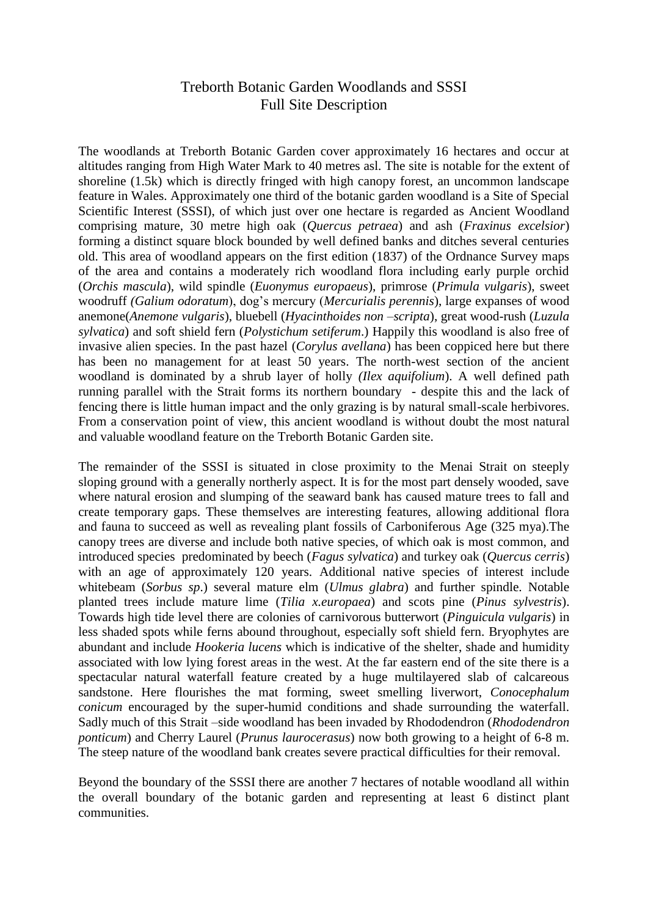# Treborth Botanic Garden Woodlands and SSSI
# Full Site Description

The woodlands at Treborth Botanic Garden cover approximately 16 hectares and occur at altitudes ranging from High Water Mark to 40 metres asl. The site is notable for the extent of shoreline (1.5k) which is directly fringed with high canopy forest, an uncommon landscape feature in Wales. Approximately one third of the botanic garden woodland is a Site of Special Scientific Interest (SSSI), of which just over one hectare is regarded as Ancient Woodland comprising mature, 30 metre high oak (*Quercus petraea*) and ash (*Fraxinus excelsior*) forming a distinct square block bounded by well defined banks and ditches several centuries old. This area of woodland appears on the first edition (1837) of the Ordnance Survey maps of the area and contains a moderately rich woodland flora including early purple orchid (*Orchis mascula*), wild spindle (*Euonymus europaeus*), primrose (*Primula vulgaris*), sweet woodruff *(Galium odoratum*), dog's mercury (*Mercurialis perennis*), large expanses of wood anemone(*Anemone vulgaris*), bluebell (*Hyacinthoides non –scripta*), great wood-rush (*Luzula sylvatica*) and soft shield fern (*Polystichum setiferum*.) Happily this woodland is also free of invasive alien species. In the past hazel (*Corylus avellana*) has been coppiced here but there has been no management for at least 50 years. The north-west section of the ancient woodland is dominated by a shrub layer of holly *(Ilex aquifolium*). A well defined path running parallel with the Strait forms its northern boundary - despite this and the lack of fencing there is little human impact and the only grazing is by natural small-scale herbivores. From a conservation point of view, this ancient woodland is without doubt the most natural and valuable woodland feature on the Treborth Botanic Garden site.

The remainder of the SSSI is situated in close proximity to the Menai Strait on steeply sloping ground with a generally northerly aspect. It is for the most part densely wooded, save where natural erosion and slumping of the seaward bank has caused mature trees to fall and create temporary gaps. These themselves are interesting features, allowing additional flora and fauna to succeed as well as revealing plant fossils of Carboniferous Age (325 mya).The canopy trees are diverse and include both native species, of which oak is most common, and introduced species predominated by beech (*Fagus sylvatica*) and turkey oak (*Quercus cerris*) with an age of approximately 120 years. Additional native species of interest include whitebeam (*Sorbus sp*.) several mature elm (*Ulmus glabra*) and further spindle. Notable planted trees include mature lime (*Tilia x.europaea*) and scots pine (*Pinus sylvestris*). Towards high tide level there are colonies of carnivorous butterwort (*Pinguicula vulgaris*) in less shaded spots while ferns abound throughout, especially soft shield fern. Bryophytes are abundant and include *Hookeria lucens* which is indicative of the shelter, shade and humidity associated with low lying forest areas in the west. At the far eastern end of the site there is a spectacular natural waterfall feature created by a huge multilayered slab of calcareous sandstone. Here flourishes the mat forming, sweet smelling liverwort, *Conocephalum conicum* encouraged by the super-humid conditions and shade surrounding the waterfall. Sadly much of this Strait –side woodland has been invaded by Rhododendron (*Rhododendron ponticum*) and Cherry Laurel (*Prunus laurocerasus*) now both growing to a height of 6-8 m. The steep nature of the woodland bank creates severe practical difficulties for their removal.

Beyond the boundary of the SSSI there are another 7 hectares of notable woodland all within the overall boundary of the botanic garden and representing at least 6 distinct plant communities.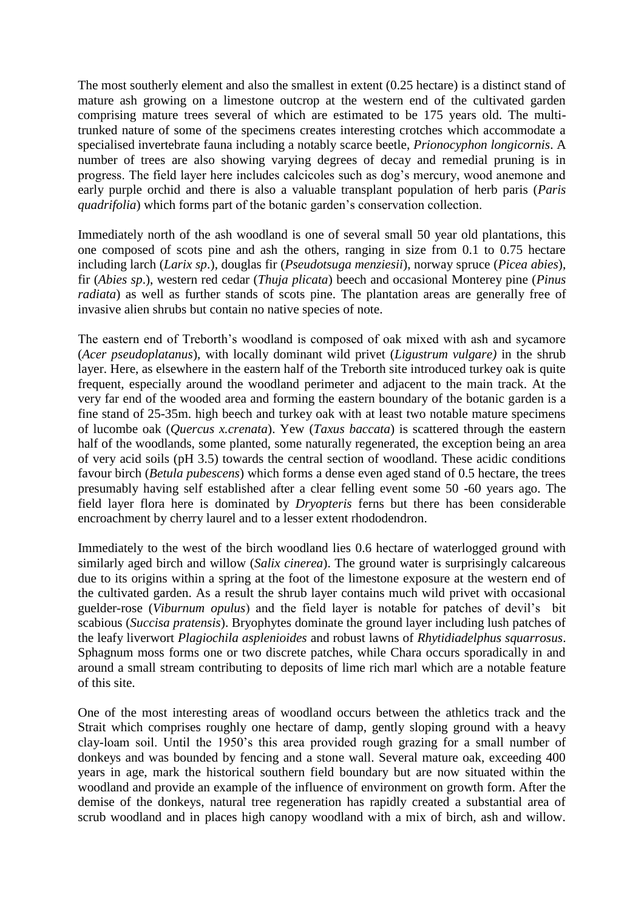The most southerly element and also the smallest in extent (0.25 hectare) is a distinct stand of mature ash growing on a limestone outcrop at the western end of the cultivated garden comprising mature trees several of which are estimated to be 175 years old. The multi-trunked nature of some of the specimens creates interesting crotches which accommodate a specialised invertebrate fauna including a notably scarce beetle, *Prionocyphon longicornis*. A number of trees are also showing varying degrees of decay and remedial pruning is in progress. The field layer here includes calcicoles such as dog's mercury, wood anemone and early purple orchid and there is also a valuable transplant population of herb paris (*Paris quadrifolia*) which forms part of the botanic garden's conservation collection.

Immediately north of the ash woodland is one of several small 50 year old plantations, this one composed of scots pine and ash the others, ranging in size from 0.1 to 0.75 hectare including larch (*Larix sp*.), douglas fir (*Pseudotsuga menziesii*), norway spruce (*Picea abies*), fir (*Abies sp*.), western red cedar (*Thuja plicata*) beech and occasional Monterey pine (*Pinus radiata*) as well as further stands of scots pine. The plantation areas are generally free of invasive alien shrubs but contain no native species of note.

The eastern end of Treborth's woodland is composed of oak mixed with ash and sycamore (*Acer pseudoplatanus*), with locally dominant wild privet (*Ligustrum vulgare)* in the shrub layer. Here, as elsewhere in the eastern half of the Treborth site introduced turkey oak is quite frequent, especially around the woodland perimeter and adjacent to the main track. At the very far end of the wooded area and forming the eastern boundary of the botanic garden is a fine stand of 25-35m. high beech and turkey oak with at least two notable mature specimens of lucombe oak (*Quercus x.crenata*). Yew (*Taxus baccata*) is scattered through the eastern half of the woodlands, some planted, some naturally regenerated, the exception being an area of very acid soils (pH 3.5) towards the central section of woodland. These acidic conditions favour birch (*Betula pubescens*) which forms a dense even aged stand of 0.5 hectare, the trees presumably having self established after a clear felling event some 50 -60 years ago. The field layer flora here is dominated by *Dryopteris* ferns but there has been considerable encroachment by cherry laurel and to a lesser extent rhododendron.

Immediately to the west of the birch woodland lies 0.6 hectare of waterlogged ground with similarly aged birch and willow (*Salix cinerea*). The ground water is surprisingly calcareous due to its origins within a spring at the foot of the limestone exposure at the western end of the cultivated garden. As a result the shrub layer contains much wild privet with occasional guelder-rose (*Viburnum opulus*) and the field layer is notable for patches of devil's bit scabious (*Succisa pratensis*). Bryophytes dominate the ground layer including lush patches of the leafy liverwort *Plagiochila asplenioides* and robust lawns of *Rhytidiadelphus squarrosus*. Sphagnum moss forms one or two discrete patches, while Chara occurs sporadically in and around a small stream contributing to deposits of lime rich marl which are a notable feature of this site.

One of the most interesting areas of woodland occurs between the athletics track and the Strait which comprises roughly one hectare of damp, gently sloping ground with a heavy clay-loam soil. Until the 1950's this area provided rough grazing for a small number of donkeys and was bounded by fencing and a stone wall. Several mature oak, exceeding 400 years in age, mark the historical southern field boundary but are now situated within the woodland and provide an example of the influence of environment on growth form. After the demise of the donkeys, natural tree regeneration has rapidly created a substantial area of scrub woodland and in places high canopy woodland with a mix of birch, ash and willow.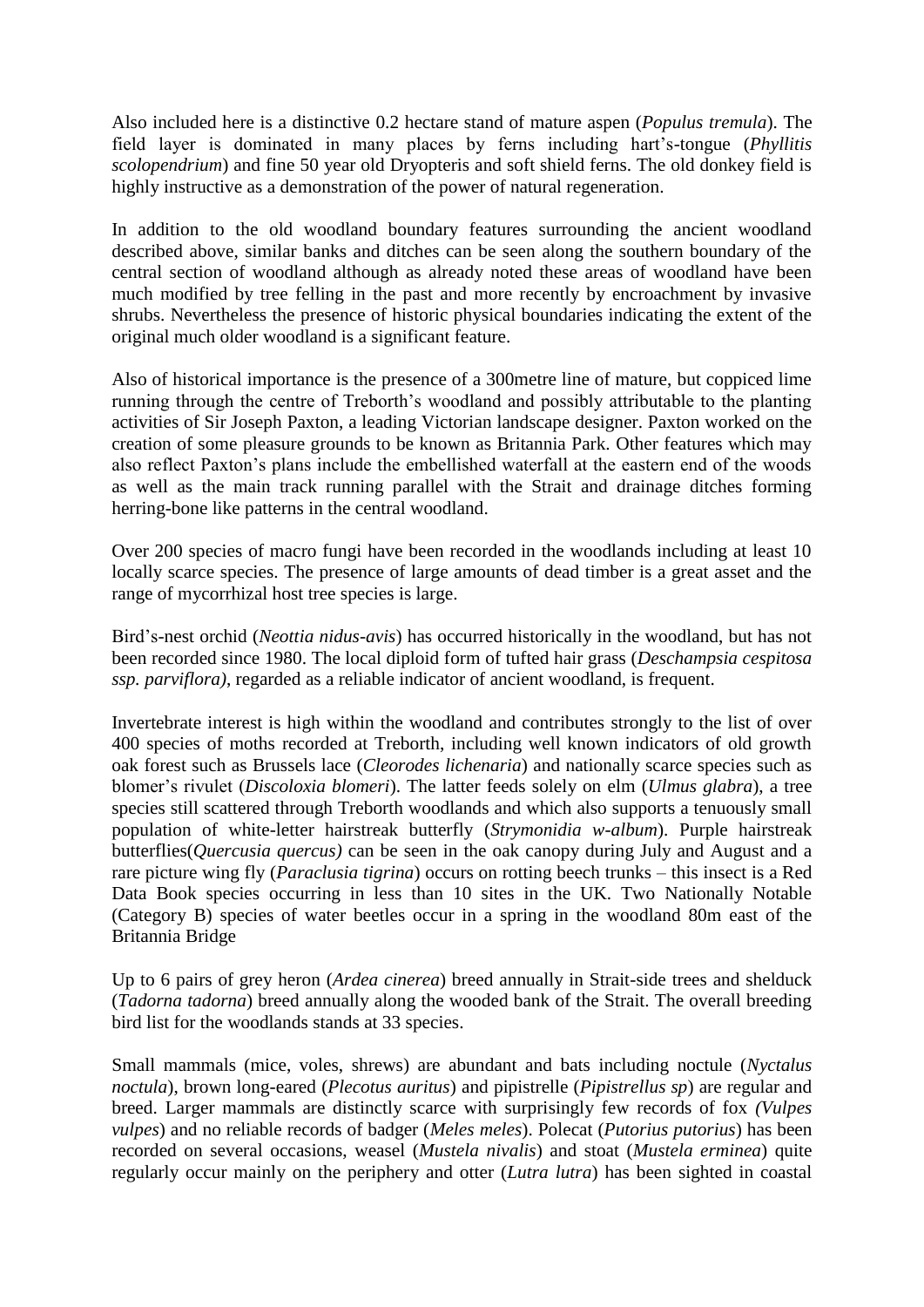Also included here is a distinctive 0.2 hectare stand of mature aspen (*Populus tremula*). The field layer is dominated in many places by ferns including hart's-tongue (*Phyllitis scolopendrium*) and fine 50 year old Dryopteris and soft shield ferns. The old donkey field is highly instructive as a demonstration of the power of natural regeneration.

In addition to the old woodland boundary features surrounding the ancient woodland described above, similar banks and ditches can be seen along the southern boundary of the central section of woodland although as already noted these areas of woodland have been much modified by tree felling in the past and more recently by encroachment by invasive shrubs. Nevertheless the presence of historic physical boundaries indicating the extent of the original much older woodland is a significant feature.

Also of historical importance is the presence of a 300metre line of mature, but coppiced lime running through the centre of Treborth's woodland and possibly attributable to the planting activities of Sir Joseph Paxton, a leading Victorian landscape designer. Paxton worked on the creation of some pleasure grounds to be known as Britannia Park. Other features which may also reflect Paxton's plans include the embellished waterfall at the eastern end of the woods as well as the main track running parallel with the Strait and drainage ditches forming herring-bone like patterns in the central woodland.

Over 200 species of macro fungi have been recorded in the woodlands including at least 10 locally scarce species. The presence of large amounts of dead timber is a great asset and the range of mycorrhizal host tree species is large.

Bird's-nest orchid (*Neottia nidus-avis*) has occurred historically in the woodland, but has not been recorded since 1980. The local diploid form of tufted hair grass (*Deschampsia cespitosa ssp. parviflora)*, regarded as a reliable indicator of ancient woodland, is frequent.

Invertebrate interest is high within the woodland and contributes strongly to the list of over 400 species of moths recorded at Treborth, including well known indicators of old growth oak forest such as Brussels lace (*Cleorodes lichenaria*) and nationally scarce species such as blomer's rivulet (*Discoloxia blomeri*). The latter feeds solely on elm (*Ulmus glabra*), a tree species still scattered through Treborth woodlands and which also supports a tenuously small population of white-letter hairstreak butterfly (*Strymonidia w-album*). Purple hairstreak butterflies(*Quercusia quercus)* can be seen in the oak canopy during July and August and a rare picture wing fly (*Paraclusia tigrina*) occurs on rotting beech trunks – this insect is a Red Data Book species occurring in less than 10 sites in the UK. Two Nationally Notable (Category B) species of water beetles occur in a spring in the woodland 80m east of the Britannia Bridge

Up to 6 pairs of grey heron (*Ardea cinerea*) breed annually in Strait-side trees and shelduck (*Tadorna tadorna*) breed annually along the wooded bank of the Strait. The overall breeding bird list for the woodlands stands at 33 species.

Small mammals (mice, voles, shrews) are abundant and bats including noctule (*Nyctalus noctula*), brown long-eared (*Plecotus auritus*) and pipistrelle (*Pipistrellus sp*) are regular and breed. Larger mammals are distinctly scarce with surprisingly few records of fox *(Vulpes vulpes*) and no reliable records of badger (*Meles meles*). Polecat (*Putorius putorius*) has been recorded on several occasions, weasel (*Mustela nivalis*) and stoat (*Mustela erminea*) quite regularly occur mainly on the periphery and otter (*Lutra lutra*) has been sighted in coastal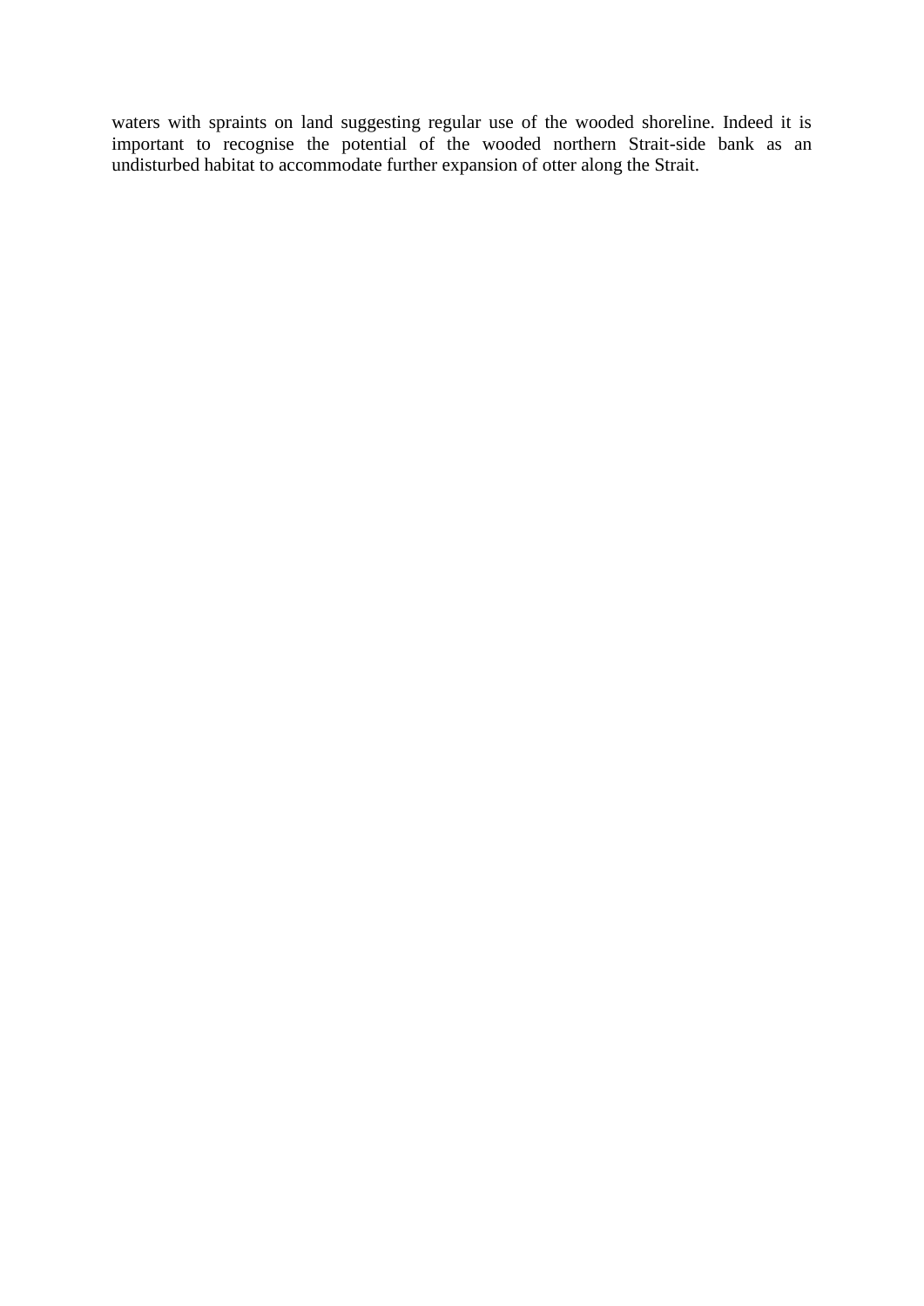waters with spraints on land suggesting regular use of the wooded shoreline. Indeed it is important to recognise the potential of the wooded northern Strait-side bank as an undisturbed habitat to accommodate further expansion of otter along the Strait.